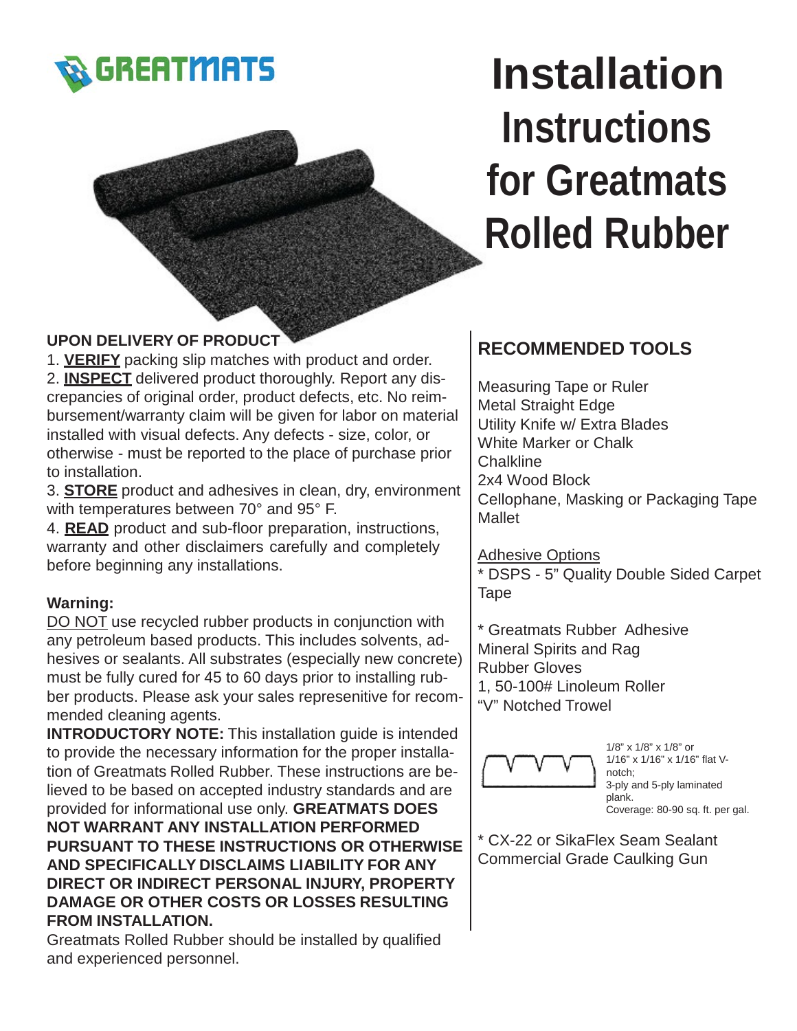# Installation Instructions for Greatmats Rolled Rubber

**UPON DELIVERY OF PRODUCT**

1. **VERIFY** packing slip matches with product and order.
2. **INSPECT** delivered product thoroughly. Report any discrepancies of original order, product defects, etc. No reimbursement/warranty claim will be given for labor on material installed with visual defects. Any defects - size, color, or otherwise - must be reported to the place of purchase prior to installation.
3. **STORE** product and adhesives in clean, dry, environment with temperatures between 70° and 95° F.
4. **READ** product and sub-floor preparation, instructions, warranty and other disclaimers carefully and completely before beginning any installations.

**Warning:**

DO NOT use recycled rubber products in conjunction with any petroleum based products. This includes solvents, adhesives or sealants. All substrates (especially new concrete) must be fully cured for 45 to 60 days prior to installing rubber products. Please ask your sales represenitive for recommended cleaning agents.

**INTRODUCTORY NOTE:** This installation guide is intended to provide the necessary information for the proper installation of Greatmats Rolled Rubber. These instructions are believed to be based on accepted industry standards and are provided for informational use only. **GREATMATS DOES NOT WARRANT ANY INSTALLATION PERFORMED PURSUANT TO THESE INSTRUCTIONS OR OTHERWISE AND SPECIFICALLY DISCLAIMS LIABILITY FOR ANY DIRECT OR INDIRECT PERSONAL INJURY, PROPERTY DAMAGE OR OTHER COSTS OR LOSSES RESULTING FROM INSTALLATION.**

Greatmats Rolled Rubber should be installed by qualified and experienced personnel.

## RECOMMENDED TOOLS

Measuring Tape or Ruler
Metal Straight Edge
Utility Knife w/ Extra Blades
White Marker or Chalk
Chalkline
2x4 Wood Block
Cellophane, Masking or Packaging Tape
Mallet

Adhesive Options

* DSPS - 5" Quality Double Sided Carpet Tape

* Greatmats Rubber Adhesive
Mineral Spirits and Rag
Rubber Gloves
1, 50-100# Linoleum Roller
"V" Notched Trowel

1/8" x 1/8" x 1/8" or 1/16" x 1/16" x 1/16" flat V-notch;
3-ply and 5-ply laminated plank.
Coverage: 80-90 sq. ft. per gal.

* CX-22 or SikaFlex Seam Sealant
Commercial Grade Caulking Gun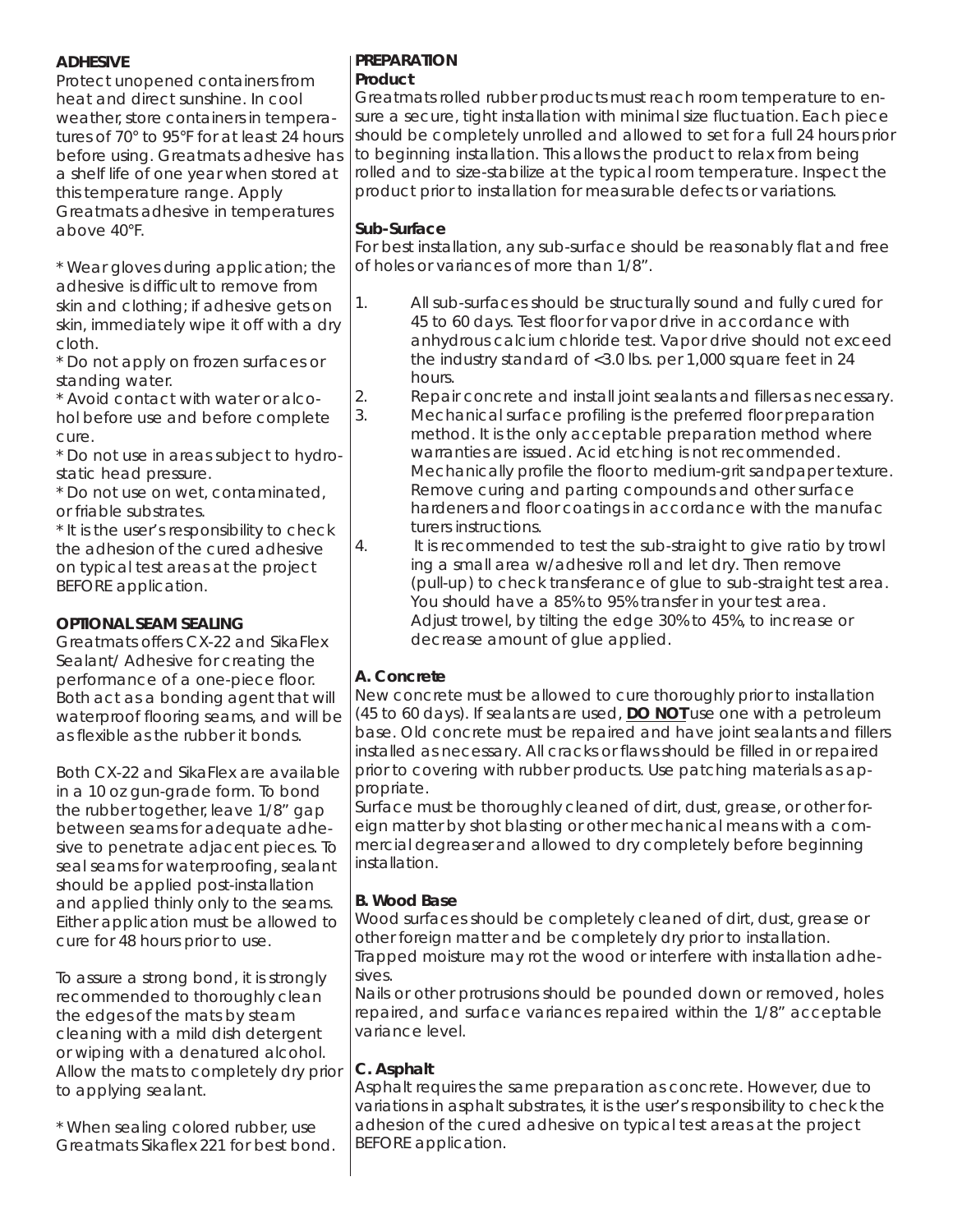## ADHESIVE

Protect unopened containers from heat and direct sunshine. In cool weather, store containers in temperatures of 70° to 95°F for at least 24 hours before using. Greatmats adhesive has a shelf life of one year when stored at this temperature range. Apply Greatmats adhesive in temperatures above 40°F.

* Wear gloves during application; the adhesive is difficult to remove from skin and clothing; if adhesive gets on skin, immediately wipe it off with a dry cloth.
* Do not apply on frozen surfaces or standing water.
* Avoid contact with water or alcohol before use and before complete cure.
* Do not use in areas subject to hydrostatic head pressure.
* Do not use on wet, contaminated, or friable substrates.
* It is the user's responsibility to check the adhesion of the cured adhesive on typical test areas at the project BEFORE application.

## OPTIONAL SEAM SEALING

Greatmats offers CX-22 and SikaFlex Sealant/ Adhesive for creating the performance of a one-piece floor. Both act as a bonding agent that will waterproof flooring seams, and will be as flexible as the rubber it bonds.

Both CX-22 and SikaFlex are available in a 10 oz gun-grade form. To bond the rubber together, leave 1/8" gap between seams for adequate adhesive to penetrate adjacent pieces. To seal seams for waterproofing, sealant should be applied post-installation and applied thinly only to the seams. Either application must be allowed to cure for 48 hours prior to use.

To assure a strong bond, it is strongly recommended to thoroughly clean the edges of the mats by steam cleaning with a mild dish detergent or wiping with a denatured alcohol. Allow the mats to completely dry prior to applying sealant.

* When sealing colored rubber, use Greatmats Sikaflex 221 for best bond.

## PREPARATION

### Product

Greatmats rolled rubber products must reach room temperature to ensure a secure, tight installation with minimal size fluctuation. Each piece should be completely unrolled and allowed to set for a full 24 hours prior to beginning installation. This allows the product to relax from being rolled and to size-stabilize at the typical room temperature. Inspect the product prior to installation for measurable defects or variations.

### Sub-Surface

For best installation, any sub-surface should be reasonably flat and free of holes or variances of more than 1/8".

1. All sub-surfaces should be structurally sound and fully cured for 45 to 60 days. Test floor for vapor drive in accordance with anhydrous calcium chloride test. Vapor drive should not exceed the industry standard of <3.0 lbs. per 1,000 square feet in 24 hours.
2. Repair concrete and install joint sealants and fillers as necessary.
3. Mechanical surface profiling is the preferred floor preparation method. It is the only acceptable preparation method where warranties are issued. Acid etching is not recommended. Mechanically profile the floor to medium-grit sandpaper texture. Remove curing and parting compounds and other surface hardeners and floor coatings in accordance with the manufac turers instructions.
4. It is recommended to test the sub-straight to give ratio by trowl ing a small area w/adhesive roll and let dry. Then remove (pull-up) to check transferance of glue to sub-straight test area. You should have a 85% to 95% transfer in your test area. Adjust trowel, by tilting the edge 30% to 45%, to increase or decrease amount of glue applied.

### A. Concrete

New concrete must be allowed to cure thoroughly prior to installation (45 to 60 days). If sealants are used, **DO NOT** use one with a petroleum base. Old concrete must be repaired and have joint sealants and fillers installed as necessary. All cracks or flaws should be filled in or repaired prior to covering with rubber products. Use patching materials as appropriate.

Surface must be thoroughly cleaned of dirt, dust, grease, or other foreign matter by shot blasting or other mechanical means with a commercial degreaser and allowed to dry completely before beginning installation.

### B. Wood Base

Wood surfaces should be completely cleaned of dirt, dust, grease or other foreign matter and be completely dry prior to installation. Trapped moisture may rot the wood or interfere with installation adhesives.

Nails or other protrusions should be pounded down or removed, holes repaired, and surface variances repaired within the 1/8" acceptable variance level.

### C. Asphalt

Asphalt requires the same preparation as concrete. However, due to variations in asphalt substrates, it is the user's responsibility to check the adhesion of the cured adhesive on typical test areas at the project BEFORE application.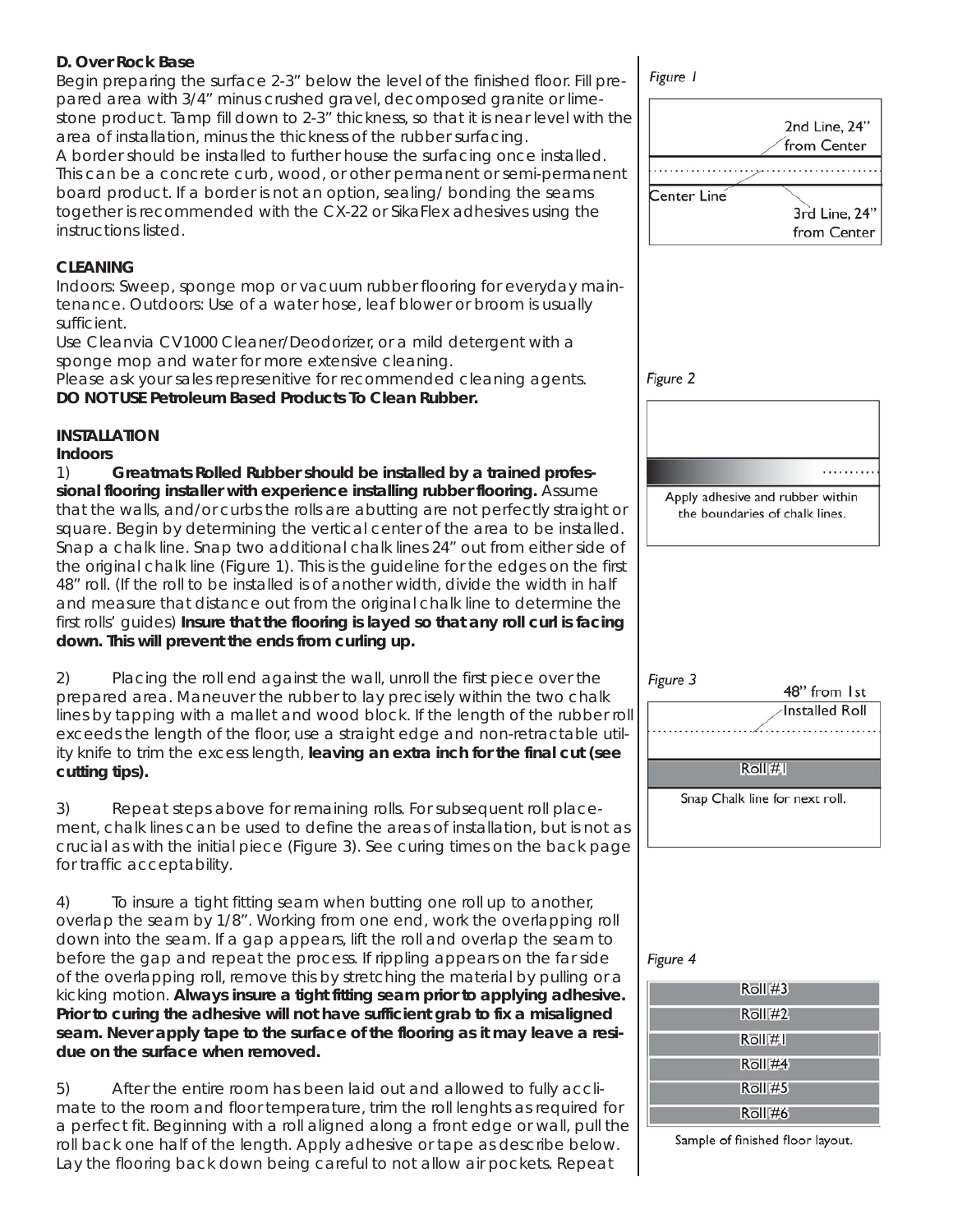**D. Over Rock Base**

Begin preparing the surface 2-3" below the level of the finished floor. Fill prepared area with 3/4" minus crushed gravel, decomposed granite or limestone product. Tamp fill down to 2-3" thickness, so that it is near level with the area of installation, minus the thickness of the rubber surfacing.
A border should be installed to further house the surfacing once installed. This can be a concrete curb, wood, or other permanent or semi-permanent board product. If a border is not an option, sealing/ bonding the seams together is recommended with the CX-22 or SikaFlex adhesives using the instructions listed.

**CLEANING**

Indoors: Sweep, sponge mop or vacuum rubber flooring for everyday maintenance. Outdoors: Use of a water hose, leaf blower or broom is usually sufficient.
Use Cleanvia CV1000 Cleaner/Deodorizer, or a mild detergent with a sponge mop and water for more extensive cleaning.
Please ask your sales represenitive for recommended cleaning agents.
**DO NOT USE Petroleum Based Products To Clean Rubber.**

**INSTALLATION**

**Indoors**

1) **Greatmats Rolled Rubber should be installed by a trained professional flooring installer with experience installing rubber flooring.** Assume that the walls, and/or curbs the rolls are abutting are not perfectly straight or square. Begin by determining the vertical center of the area to be installed. Snap a chalk line. Snap two additional chalk lines 24" out from either side of the original chalk line (Figure 1). This is the guideline for the edges on the first 48" roll. (If the roll to be installed is of another width, divide the width in half and measure that distance out from the original chalk line to determine the first rolls' guides) **Insure that the flooring is layed so that any roll curl is facing down. This will prevent the ends from curling up.**

2) Placing the roll end against the wall, unroll the first piece over the prepared area. Maneuver the rubber to lay precisely within the two chalk lines by tapping with a mallet and wood block. If the length of the rubber roll exceeds the length of the floor, use a straight edge and non-retractable utility knife to trim the excess length, **leaving an extra inch for the final cut (see cutting tips).**

3) Repeat steps above for remaining rolls. For subsequent roll placement, chalk lines can be used to define the areas of installation, but is not as crucial as with the initial piece (Figure 3). See curing times on the back page for traffic acceptability.

4) To insure a tight fitting seam when butting one roll up to another, overlap the seam by 1/8". Working from one end, work the overlapping roll down into the seam. If a gap appears, lift the roll and overlap the seam to before the gap and repeat the process. If rippling appears on the far side of the overlapping roll, remove this by stretching the material by pulling or a kicking motion. **Always insure a tight fitting seam prior to applying adhesive. Prior to curing the adhesive will not have sufficient grab to fix a misaligned seam. Never apply tape to the surface of the flooring as it may leave a residue on the surface when removed.**

5) After the entire room has been laid out and allowed to fully acclimate to the room and floor temperature, trim the roll lenghts as required for a perfect fit. Beginning with a roll aligned along a front edge or wall, pull the roll back one half of the length. Apply adhesive or tape as describe below. Lay the flooring back down being careful to not allow air pockets. Repeat

*Figure 1*

2nd Line, 24" from Center

Center Line

3rd Line, 24" from Center

*Figure 2*

Apply adhesive and rubber within the boundaries of chalk lines.

*Figure 3*

48" from 1st Installed Roll

Roll #1

Snap Chalk line for next roll.

*Figure 4*

Roll #3
Roll #2
Roll #1
Roll #4
Roll #5
Roll #6

Sample of finished floor layout.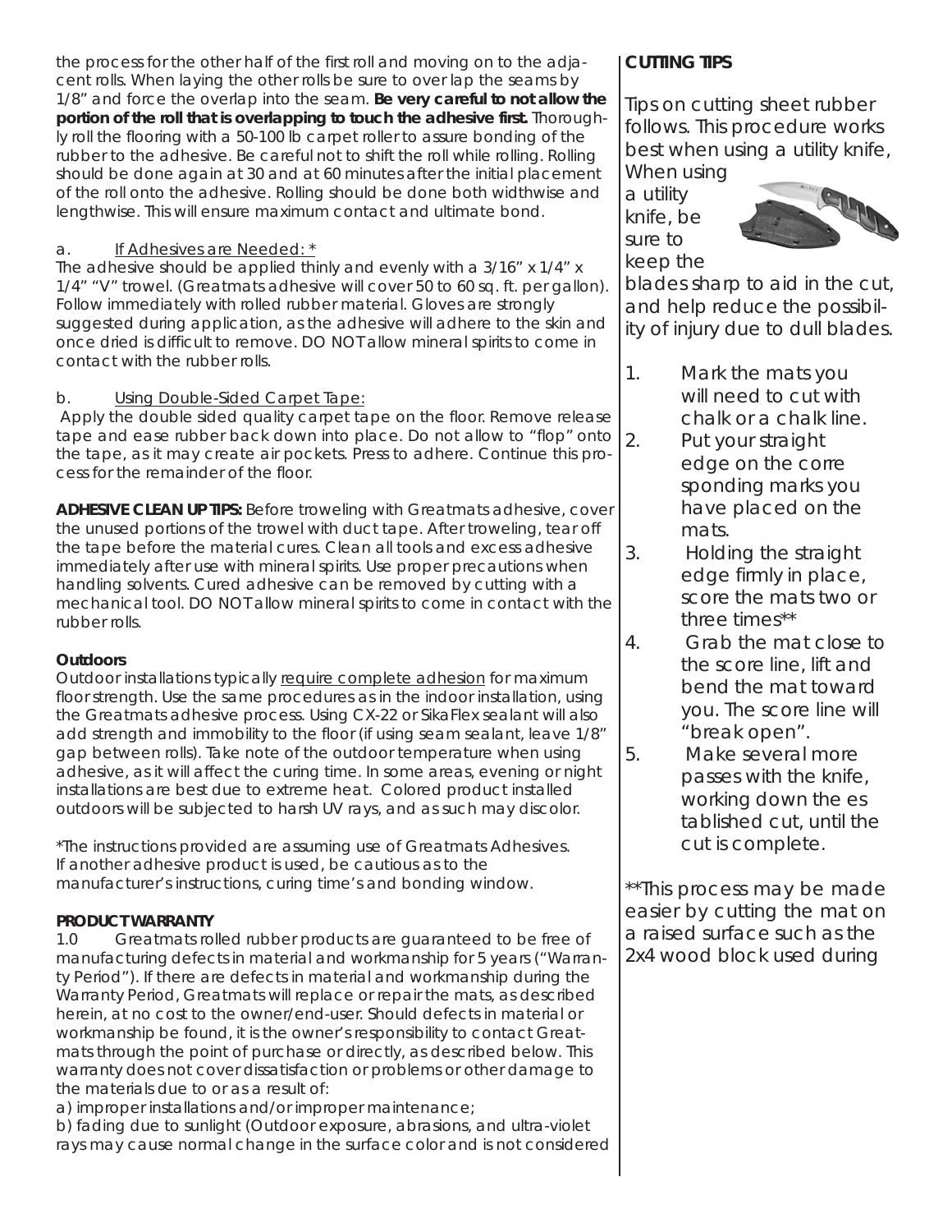the process for the other half of the first roll and moving on to the adjacent rolls. When laying the other rolls be sure to over lap the seams by 1/8" and force the overlap into the seam. **Be very careful to not allow the portion of the roll that is overlapping to touch the adhesive first.** Thoroughly roll the flooring with a 50-100 lb carpet roller to assure bonding of the rubber to the adhesive. Be careful not to shift the roll while rolling. Rolling should be done again at 30 and at 60 minutes after the initial placement of the roll onto the adhesive. Rolling should be done both widthwise and lengthwise. This will ensure maximum contact and ultimate bond.

a. <u>If Adhesives are Needed: *</u>

The adhesive should be applied thinly and evenly with a 3/16" x 1/4" x 1/4" "V" trowel. (Greatmats adhesive will cover 50 to 60 sq. ft. per gallon). Follow immediately with rolled rubber material. Gloves are strongly suggested during application, as the adhesive will adhere to the skin and once dried is difficult to remove. DO NOT allow mineral spirits to come in contact with the rubber rolls.

b. <u>Using Double-Sided Carpet Tape:</u>

Apply the double sided quality carpet tape on the floor. Remove release tape and ease rubber back down into place. Do not allow to "flop" onto the tape, as it may create air pockets. Press to adhere. Continue this process for the remainder of the floor.

**ADHESIVE CLEAN UP TIPS:** Before troweling with Greatmats adhesive, cover the unused portions of the trowel with duct tape. After troweling, tear off the tape before the material cures. Clean all tools and excess adhesive immediately after use with mineral spirits. Use proper precautions when handling solvents. Cured adhesive can be removed by cutting with a mechanical tool. DO NOT allow mineral spirits to come in contact with the rubber rolls.

**Outdoors**

Outdoor installations typically <u>require complete adhesion</u> for maximum floor strength. Use the same procedures as in the indoor installation, using the Greatmats adhesive process. Using CX-22 or SikaFlex sealant will also add strength and immobility to the floor (if using seam sealant, leave 1/8" gap between rolls). Take note of the outdoor temperature when using adhesive, as it will affect the curing time. In some areas, evening or night installations are best due to extreme heat. Colored product installed outdoors will be subjected to harsh UV rays, and as such may discolor.

*The instructions provided are assuming use of Greatmats Adhesives. If another adhesive product is used, be cautious as to the manufacturer's instructions, curing time's and bonding window.

**PRODUCT WARRANTY**

1.0 Greatmats rolled rubber products are guaranteed to be free of manufacturing defects in material and workmanship for 5 years ("Warranty Period"). If there are defects in material and workmanship during the Warranty Period, Greatmats will replace or repair the mats, as described herein, at no cost to the owner/end-user. Should defects in material or workmanship be found, it is the owner's responsibility to contact Greatmats through the point of purchase or directly, as described below. This warranty does not cover dissatisfaction or problems or other damage to the materials due to or as a result of:

a) improper installations and/or improper maintenance;

b) fading due to sunlight (Outdoor exposure, abrasions, and ultra-violet rays may cause normal change in the surface color and is not considered

**CUTTING TIPS**

Tips on cutting sheet rubber follows. This procedure works best when using a utility knife, When using a utility knife, be sure to keep the blades sharp to aid in the cut, and help reduce the possibility of injury due to dull blades.

1. Mark the mats you will need to cut with chalk or a chalk line.
2. Put your straight edge on the corresponding marks you have placed on the mats.
3. Holding the straight edge firmly in place, score the mats two or three times**
4. Grab the mat close to the score line, lift and bend the mat toward you. The score line will "break open".
5. Make several more passes with the knife, working down the established cut, until the cut is complete.

**This process may be made easier by cutting the mat on a raised surface such as the 2x4 wood block used during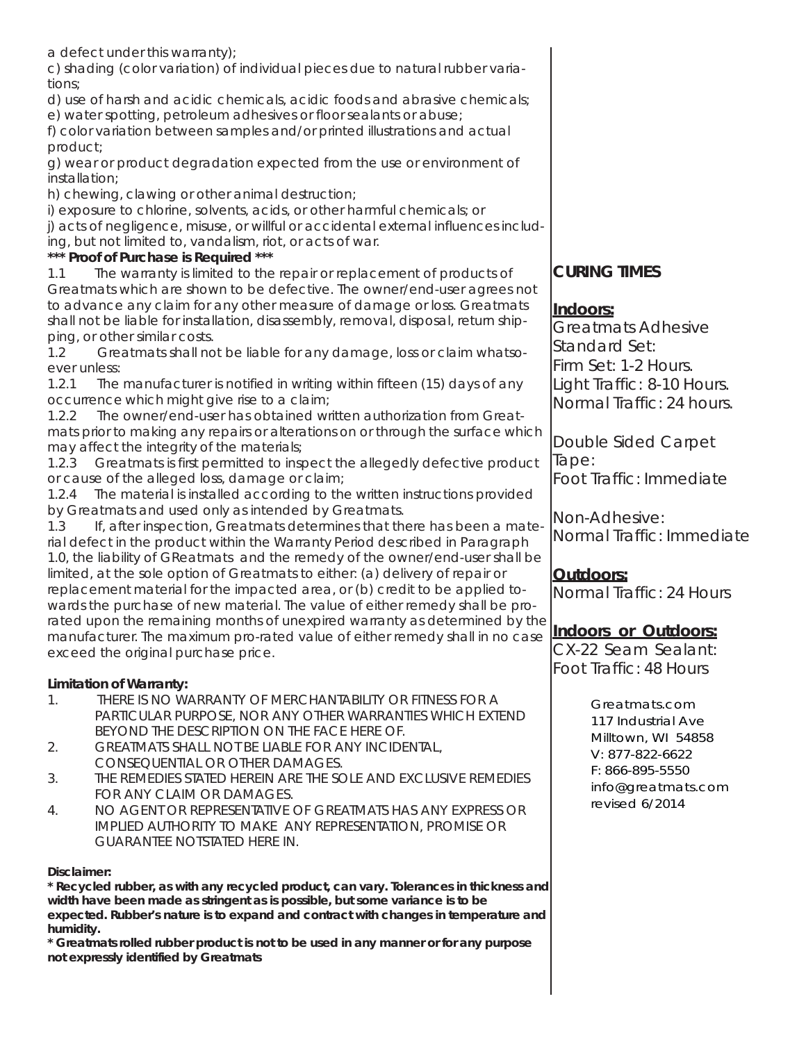a defect under this warranty);
c) shading (color variation) of individual pieces due to natural rubber variations;
d) use of harsh and acidic chemicals, acidic foods and abrasive chemicals;
e) water spotting, petroleum adhesives or floor sealants or abuse;
f) color variation between samples and/or printed illustrations and actual product;
g) wear or product degradation expected from the use or environment of installation;
h) chewing, clawing or other animal destruction;
i) exposure to chlorine, solvents, acids, or other harmful chemicals; or
j) acts of negligence, misuse, or willful or accidental external influences including, but not limited to, vandalism, riot, or acts of war.

**\*\*\* Proof of Purchase is Required \*\*\***

1.1 The warranty is limited to the repair or replacement of products of Greatmats which are shown to be defective. The owner/end-user agrees not to advance any claim for any other measure of damage or loss. Greatmats shall not be liable for installation, disassembly, removal, disposal, return shipping, or other similar costs.

1.2 Greatmats shall not be liable for any damage, loss or claim whatsoever unless:

1.2.1 The manufacturer is notified in writing within fifteen (15) days of any occurrence which might give rise to a claim;

1.2.2 The owner/end-user has obtained written authorization from Greatmats prior to making any repairs or alterations on or through the surface which may affect the integrity of the materials;

1.2.3 Greatmats is first permitted to inspect the allegedly defective product or cause of the alleged loss, damage or claim;

1.2.4 The material is installed according to the written instructions provided by Greatmats and used only as intended by Greatmats.

1.3 If, after inspection, Greatmats determines that there has been a material defect in the product within the Warranty Period described in Paragraph 1.0, the liability of GReatmats and the remedy of the owner/end-user shall be limited, at the sole option of Greatmats to either: (a) delivery of repair or replacement material for the impacted area, or (b) credit to be applied towards the purchase of new material. The value of either remedy shall be prorated upon the remaining months of unexpired warranty as determined by the manufacturer. The maximum pro-rated value of either remedy shall in no case exceed the original purchase price.

**Limitation of Warranty:**

1. THERE IS NO WARRANTY OF MERCHANTABILITY OR FITNESS FOR A PARTICULAR PURPOSE, NOR ANY OTHER WARRANTIES WHICH EXTEND BEYOND THE DESCRIPTION ON THE FACE HERE OF.
2. GREATMATS SHALL NOT BE LIABLE FOR ANY INCIDENTAL, CONSEQUENTIAL OR OTHER DAMAGES.
3. THE REMEDIES STATED HEREIN ARE THE SOLE AND EXCLUSIVE REMEDIES FOR ANY CLAIM OR DAMAGES.
4. NO AGENT OR REPRESENTATIVE OF GREATMATS HAS ANY EXPRESS OR IMPLIED AUTHORITY TO MAKE ANY REPRESENTATION, PROMISE OR GUARANTEE NOTSTATED HERE IN.

**Disclaimer:**

**\* Recycled rubber, as with any recycled product, can vary. Tolerances in thickness and width have been made as stringent as is possible, but some variance is to be expected. Rubber's nature is to expand and contract with changes in temperature and humidity.**

**\* Greatmats rolled rubber product is not to be used in any manner or for any purpose not expressly identified by Greatmats**

## CURING TIMES

**Indoors:**

Greatmats Adhesive Standard Set:
Firm Set: 1-2 Hours.
Light Traffic: 8-10 Hours.
Normal Traffic: 24 hours.

Double Sided Carpet Tape:
Foot Traffic: Immediate

Non-Adhesive:
Normal Traffic: Immediate

**Outdoors:**

Normal Traffic: 24 Hours

**Indoors or Outdoors:**

CX-22 Seam Sealant:
Foot Traffic: 48 Hours

Greatmats.com
117 Industrial Ave
Milltown, WI 54858
V: 877-822-6622
F: 866-895-5550
info@greatmats.com
revised 6/2014